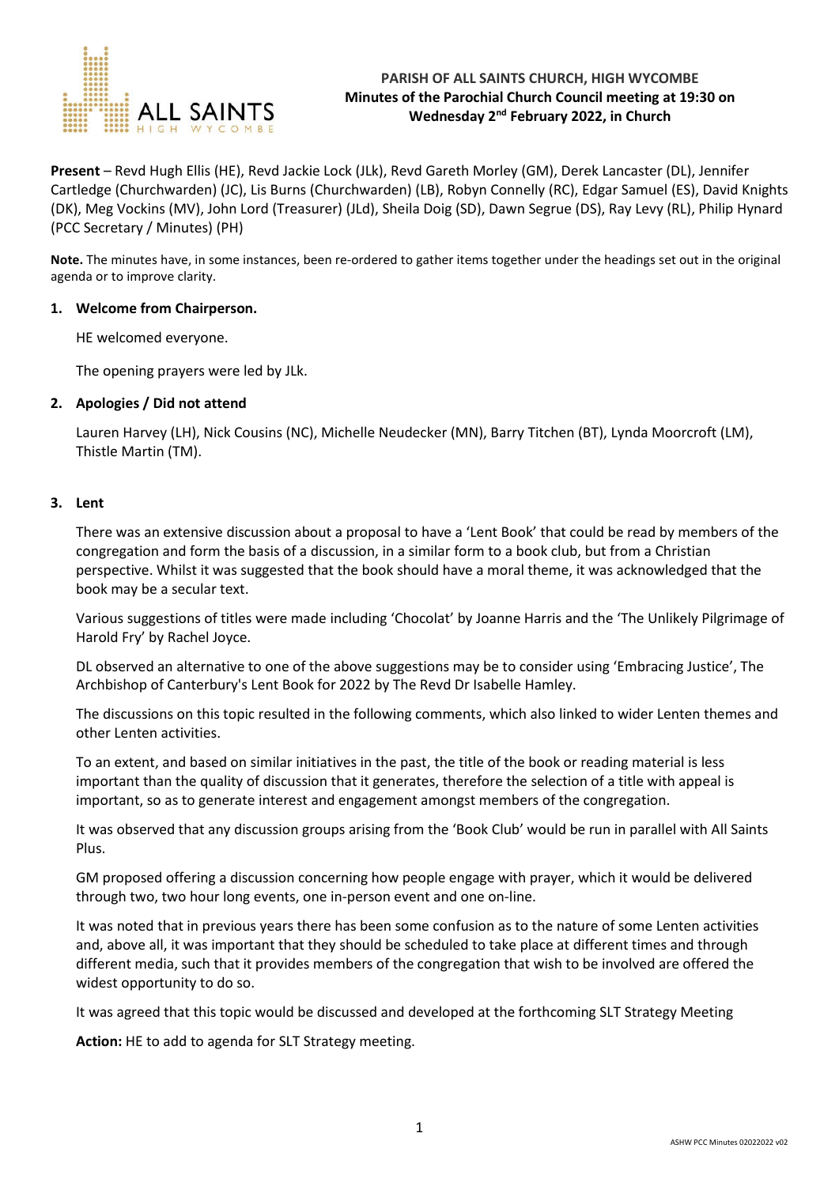**PARISH OF ALL SAINTS CHURCH, HIGH WYCOMBE**
**Minutes of the Parochial Church Council meeting at 19:30 on Wednesday 2nd February 2022, in Church**

**Present** – Revd Hugh Ellis (HE), Revd Jackie Lock (JLk), Revd Gareth Morley (GM), Derek Lancaster (DL), Jennifer Cartledge (Churchwarden) (JC), Lis Burns (Churchwarden) (LB), Robyn Connelly (RC), Edgar Samuel (ES), David Knights (DK), Meg Vockins (MV), John Lord (Treasurer) (JLd), Sheila Doig (SD), Dawn Segrue (DS), Ray Levy (RL), Philip Hynard (PCC Secretary / Minutes) (PH)

**Note.** The minutes have, in some instances, been re-ordered to gather items together under the headings set out in the original agenda or to improve clarity.

## 1. Welcome from Chairperson.

HE welcomed everyone.

The opening prayers were led by JLk.

## 2. Apologies / Did not attend

Lauren Harvey (LH), Nick Cousins (NC), Michelle Neudecker (MN), Barry Titchen (BT), Lynda Moorcroft (LM), Thistle Martin (TM).

## 3. Lent

There was an extensive discussion about a proposal to have a 'Lent Book' that could be read by members of the congregation and form the basis of a discussion, in a similar form to a book club, but from a Christian perspective. Whilst it was suggested that the book should have a moral theme, it was acknowledged that the book may be a secular text.

Various suggestions of titles were made including 'Chocolat' by Joanne Harris and the 'The Unlikely Pilgrimage of Harold Fry' by Rachel Joyce.

DL observed an alternative to one of the above suggestions may be to consider using 'Embracing Justice', The Archbishop of Canterbury's Lent Book for 2022 by The Revd Dr Isabelle Hamley.

The discussions on this topic resulted in the following comments, which also linked to wider Lenten themes and other Lenten activities.

To an extent, and based on similar initiatives in the past, the title of the book or reading material is less important than the quality of discussion that it generates, therefore the selection of a title with appeal is important, so as to generate interest and engagement amongst members of the congregation.

It was observed that any discussion groups arising from the 'Book Club' would be run in parallel with All Saints Plus.

GM proposed offering a discussion concerning how people engage with prayer, which it would be delivered through two, two hour long events, one in-person event and one on-line.

It was noted that in previous years there has been some confusion as to the nature of some Lenten activities and, above all, it was important that they should be scheduled to take place at different times and through different media, such that it provides members of the congregation that wish to be involved are offered the widest opportunity to do so.

It was agreed that this topic would be discussed and developed at the forthcoming SLT Strategy Meeting

**Action:** HE to add to agenda for SLT Strategy meeting.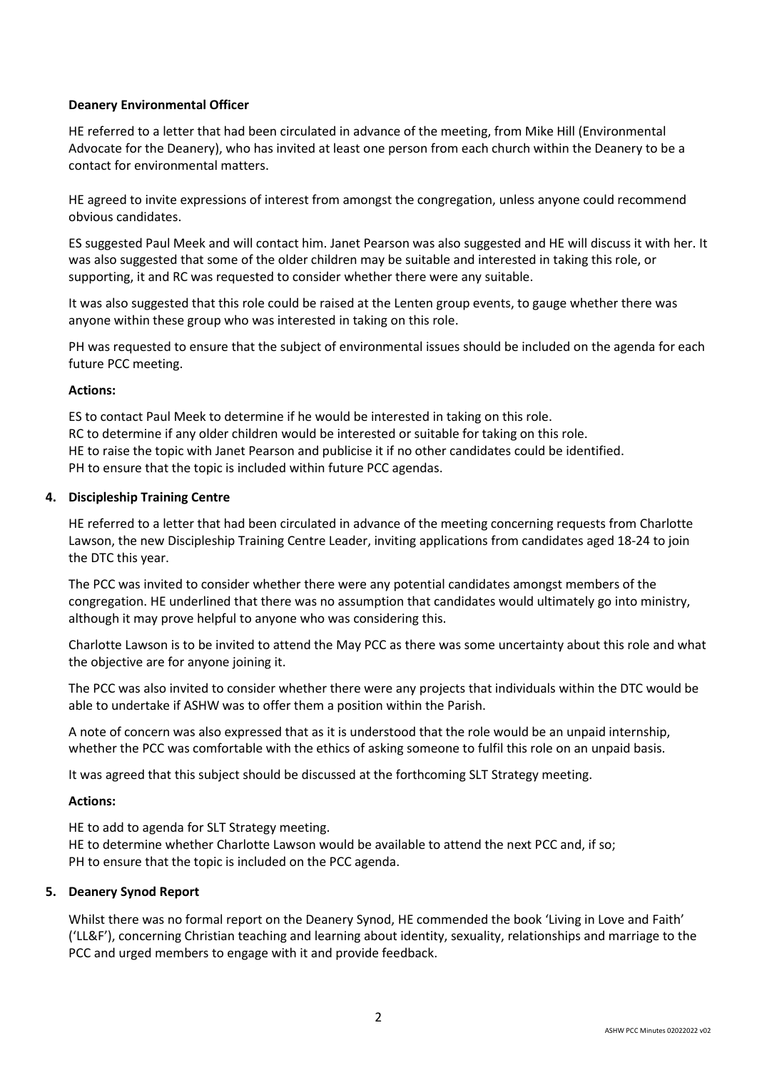**Deanery Environmental Officer**

HE referred to a letter that had been circulated in advance of the meeting, from Mike Hill (Environmental Advocate for the Deanery), who has invited at least one person from each church within the Deanery to be a contact for environmental matters.

HE agreed to invite expressions of interest from amongst the congregation, unless anyone could recommend obvious candidates.

ES suggested Paul Meek and will contact him. Janet Pearson was also suggested and HE will discuss it with her. It was also suggested that some of the older children may be suitable and interested in taking this role, or supporting, it and RC was requested to consider whether there were any suitable.

It was also suggested that this role could be raised at the Lenten group events, to gauge whether there was anyone within these group who was interested in taking on this role.

PH was requested to ensure that the subject of environmental issues should be included on the agenda for each future PCC meeting.

**Actions:**

ES to contact Paul Meek to determine if he would be interested in taking on this role.
RC to determine if any older children would be interested or suitable for taking on this role.
HE to raise the topic with Janet Pearson and publicise it if no other candidates could be identified.
PH to ensure that the topic is included within future PCC agendas.

4. **Discipleship Training Centre**

HE referred to a letter that had been circulated in advance of the meeting concerning requests from Charlotte Lawson, the new Discipleship Training Centre Leader, inviting applications from candidates aged 18-24 to join the DTC this year.

The PCC was invited to consider whether there were any potential candidates amongst members of the congregation. HE underlined that there was no assumption that candidates would ultimately go into ministry, although it may prove helpful to anyone who was considering this.

Charlotte Lawson is to be invited to attend the May PCC as there was some uncertainty about this role and what the objective are for anyone joining it.

The PCC was also invited to consider whether there were any projects that individuals within the DTC would be able to undertake if ASHW was to offer them a position within the Parish.

A note of concern was also expressed that as it is understood that the role would be an unpaid internship, whether the PCC was comfortable with the ethics of asking someone to fulfil this role on an unpaid basis.

It was agreed that this subject should be discussed at the forthcoming SLT Strategy meeting.

**Actions:**

HE to add to agenda for SLT Strategy meeting.
HE to determine whether Charlotte Lawson would be available to attend the next PCC and, if so;
PH to ensure that the topic is included on the PCC agenda.

5. **Deanery Synod Report**

Whilst there was no formal report on the Deanery Synod, HE commended the book 'Living in Love and Faith' ('LL&F'), concerning Christian teaching and learning about identity, sexuality, relationships and marriage to the PCC and urged members to engage with it and provide feedback.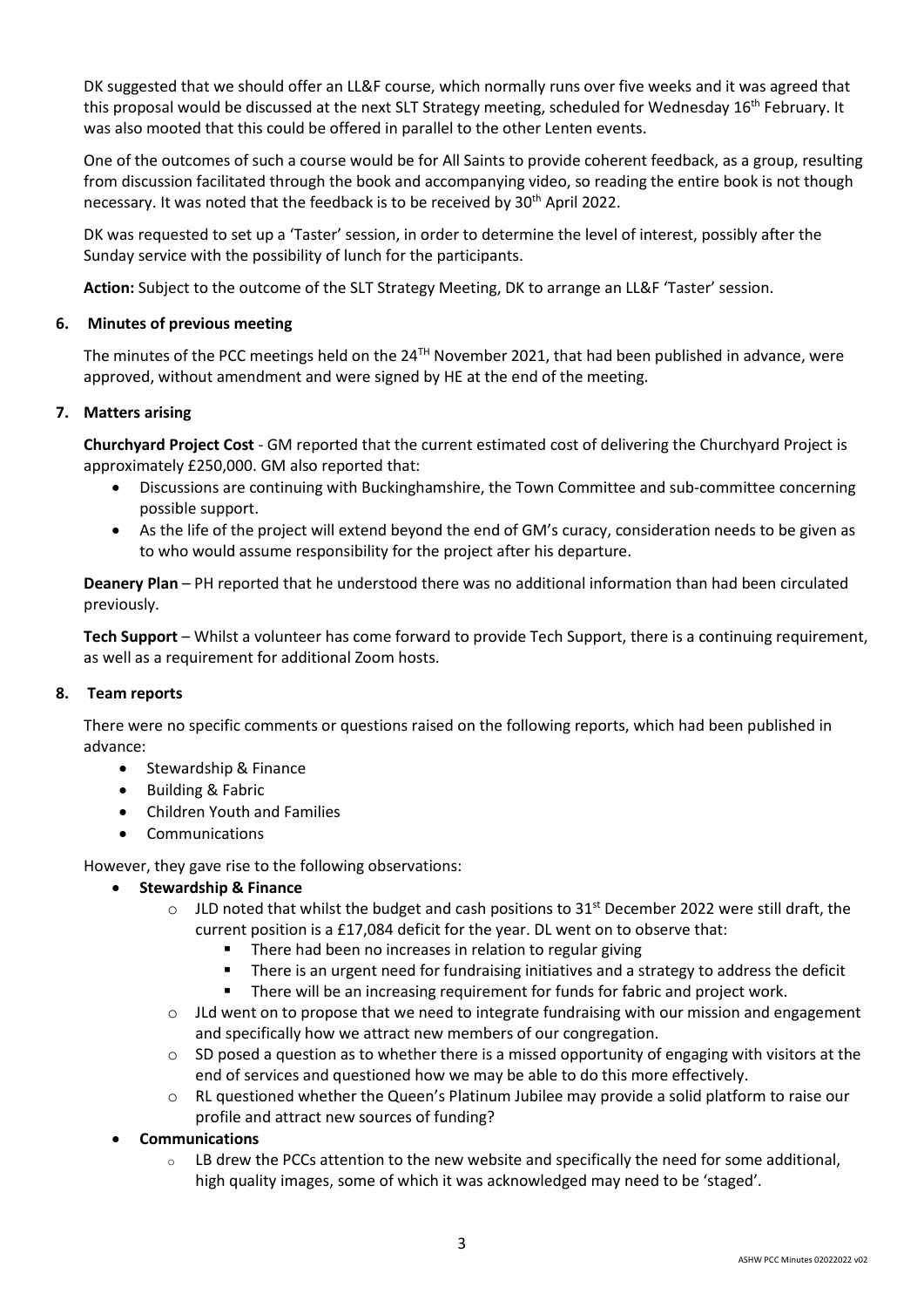DK suggested that we should offer an LL&F course, which normally runs over five weeks and it was agreed that this proposal would be discussed at the next SLT Strategy meeting, scheduled for Wednesday 16th February. It was also mooted that this could be offered in parallel to the other Lenten events.

One of the outcomes of such a course would be for All Saints to provide coherent feedback, as a group, resulting from discussion facilitated through the book and accompanying video, so reading the entire book is not though necessary. It was noted that the feedback is to be received by 30th April 2022.

DK was requested to set up a 'Taster' session, in order to determine the level of interest, possibly after the Sunday service with the possibility of lunch for the participants.

**Action:** Subject to the outcome of the SLT Strategy Meeting, DK to arrange an LL&F 'Taster' session.

## 6. Minutes of previous meeting

The minutes of the PCC meetings held on the 24TH November 2021, that had been published in advance, were approved, without amendment and were signed by HE at the end of the meeting.

## 7. Matters arising

**Churchyard Project Cost** - GM reported that the current estimated cost of delivering the Churchyard Project is approximately £250,000. GM also reported that:

- Discussions are continuing with Buckinghamshire, the Town Committee and sub-committee concerning possible support.
- As the life of the project will extend beyond the end of GM's curacy, consideration needs to be given as to who would assume responsibility for the project after his departure.

**Deanery Plan** – PH reported that he understood there was no additional information than had been circulated previously.

**Tech Support** – Whilst a volunteer has come forward to provide Tech Support, there is a continuing requirement, as well as a requirement for additional Zoom hosts.

## 8. Team reports

There were no specific comments or questions raised on the following reports, which had been published in advance:

- Stewardship & Finance
- Building & Fabric
- Children Youth and Families
- Communications

However, they gave rise to the following observations:

- **Stewardship & Finance**
  - JLD noted that whilst the budget and cash positions to 31st December 2022 were still draft, the current position is a £17,084 deficit for the year. DL went on to observe that:
    - There had been no increases in relation to regular giving
    - There is an urgent need for fundraising initiatives and a strategy to address the deficit
    - There will be an increasing requirement for funds for fabric and project work.
  - JLd went on to propose that we need to integrate fundraising with our mission and engagement and specifically how we attract new members of our congregation.
  - SD posed a question as to whether there is a missed opportunity of engaging with visitors at the end of services and questioned how we may be able to do this more effectively.
  - RL questioned whether the Queen's Platinum Jubilee may provide a solid platform to raise our profile and attract new sources of funding?
- **Communications**
  - LB drew the PCCs attention to the new website and specifically the need for some additional, high quality images, some of which it was acknowledged may need to be 'staged'.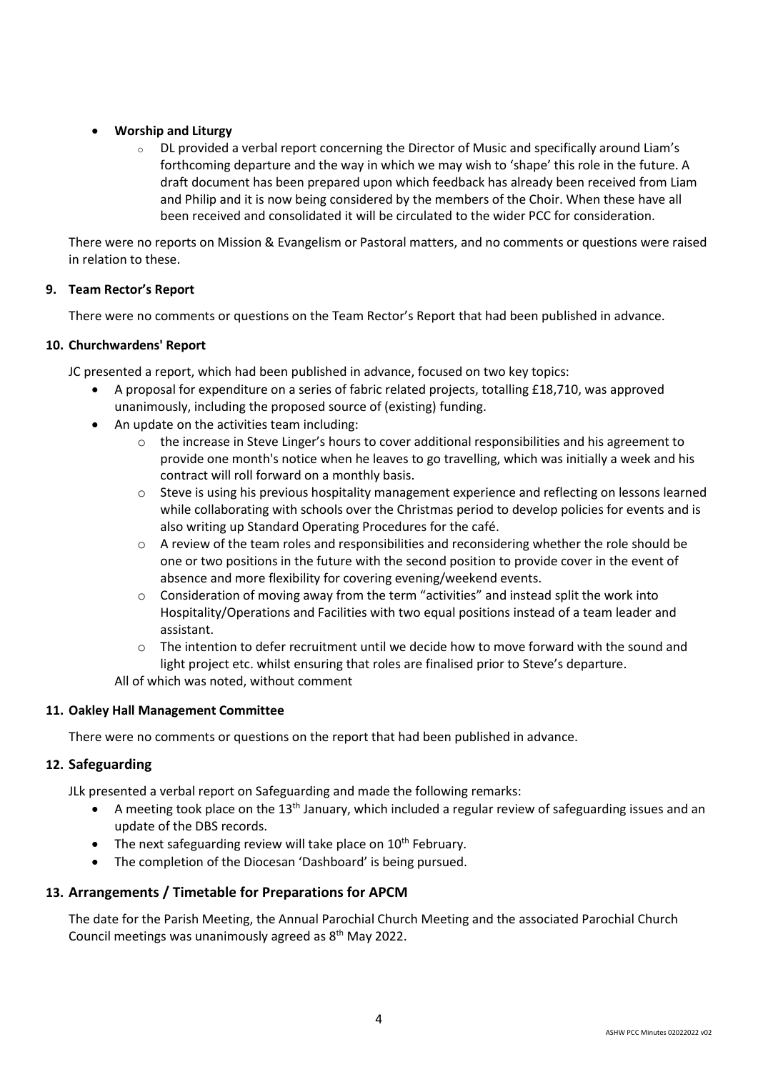- **Worship and Liturgy**
    - DL provided a verbal report concerning the Director of Music and specifically around Liam's forthcoming departure and the way in which we may wish to 'shape' this role in the future. A draft document has been prepared upon which feedback has already been received from Liam and Philip and it is now being considered by the members of the Choir. When these have all been received and consolidated it will be circulated to the wider PCC for consideration.

There were no reports on Mission & Evangelism or Pastoral matters, and no comments or questions were raised in relation to these.

**9. Team Rector's Report**

There were no comments or questions on the Team Rector's Report that had been published in advance.

**10. Churchwardens' Report**

JC presented a report, which had been published in advance, focused on two key topics:

- A proposal for expenditure on a series of fabric related projects, totalling £18,710, was approved unanimously, including the proposed source of (existing) funding.
- An update on the activities team including:
    - the increase in Steve Linger's hours to cover additional responsibilities and his agreement to provide one month's notice when he leaves to go travelling, which was initially a week and his contract will roll forward on a monthly basis.
    - Steve is using his previous hospitality management experience and reflecting on lessons learned while collaborating with schools over the Christmas period to develop policies for events and is also writing up Standard Operating Procedures for the café.
    - A review of the team roles and responsibilities and reconsidering whether the role should be one or two positions in the future with the second position to provide cover in the event of absence and more flexibility for covering evening/weekend events.
    - Consideration of moving away from the term "activities" and instead split the work into Hospitality/Operations and Facilities with two equal positions instead of a team leader and assistant.
    - The intention to defer recruitment until we decide how to move forward with the sound and light project etc. whilst ensuring that roles are finalised prior to Steve's departure.

All of which was noted, without comment

**11. Oakley Hall Management Committee**

There were no comments or questions on the report that had been published in advance.

## 12. Safeguarding

JLk presented a verbal report on Safeguarding and made the following remarks:

- A meeting took place on the 13th January, which included a regular review of safeguarding issues and an update of the DBS records.
- The next safeguarding review will take place on 10th February.
- The completion of the Diocesan 'Dashboard' is being pursued.

## 13. Arrangements / Timetable for Preparations for APCM

The date for the Parish Meeting, the Annual Parochial Church Meeting and the associated Parochial Church Council meetings was unanimously agreed as 8th May 2022.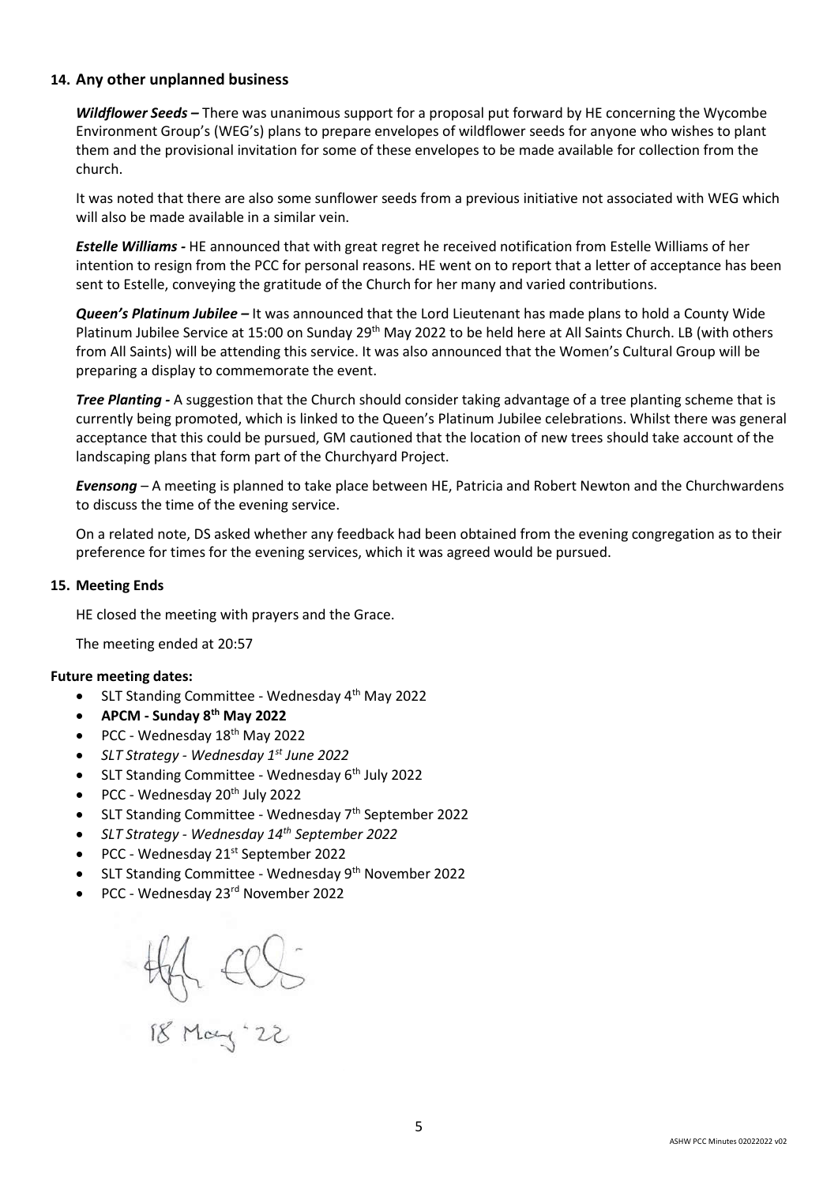## 14. Any other unplanned business

***Wildflower Seeds –*** There was unanimous support for a proposal put forward by HE concerning the Wycombe Environment Group's (WEG's) plans to prepare envelopes of wildflower seeds for anyone who wishes to plant them and the provisional invitation for some of these envelopes to be made available for collection from the church.

It was noted that there are also some sunflower seeds from a previous initiative not associated with WEG which will also be made available in a similar vein.

***Estelle Williams -*** HE announced that with great regret he received notification from Estelle Williams of her intention to resign from the PCC for personal reasons. HE went on to report that a letter of acceptance has been sent to Estelle, conveying the gratitude of the Church for her many and varied contributions.

***Queen's Platinum Jubilee –*** It was announced that the Lord Lieutenant has made plans to hold a County Wide Platinum Jubilee Service at 15:00 on Sunday 29th May 2022 to be held here at All Saints Church. LB (with others from All Saints) will be attending this service. It was also announced that the Women's Cultural Group will be preparing a display to commemorate the event.

***Tree Planting -*** A suggestion that the Church should consider taking advantage of a tree planting scheme that is currently being promoted, which is linked to the Queen's Platinum Jubilee celebrations. Whilst there was general acceptance that this could be pursued, GM cautioned that the location of new trees should take account of the landscaping plans that form part of the Churchyard Project.

***Evensong*** – A meeting is planned to take place between HE, Patricia and Robert Newton and the Churchwardens to discuss the time of the evening service.

On a related note, DS asked whether any feedback had been obtained from the evening congregation as to their preference for times for the evening services, which it was agreed would be pursued.

## 15. Meeting Ends

HE closed the meeting with prayers and the Grace.

The meeting ended at 20:57

**Future meeting dates:**

- SLT Standing Committee - Wednesday 4th May 2022
- **APCM - Sunday 8th May 2022**
- PCC - Wednesday 18th May 2022
- *SLT Strategy - Wednesday 1st June 2022*
- SLT Standing Committee - Wednesday 6th July 2022
- PCC - Wednesday 20th July 2022
- SLT Standing Committee - Wednesday 7th September 2022
- *SLT Strategy - Wednesday 14th September 2022*
- PCC - Wednesday 21st September 2022
- SLT Standing Committee - Wednesday 9th November 2022
- PCC - Wednesday 23rd November 2022

18 May '22

ASHW PCC Minutes 02022022 v02